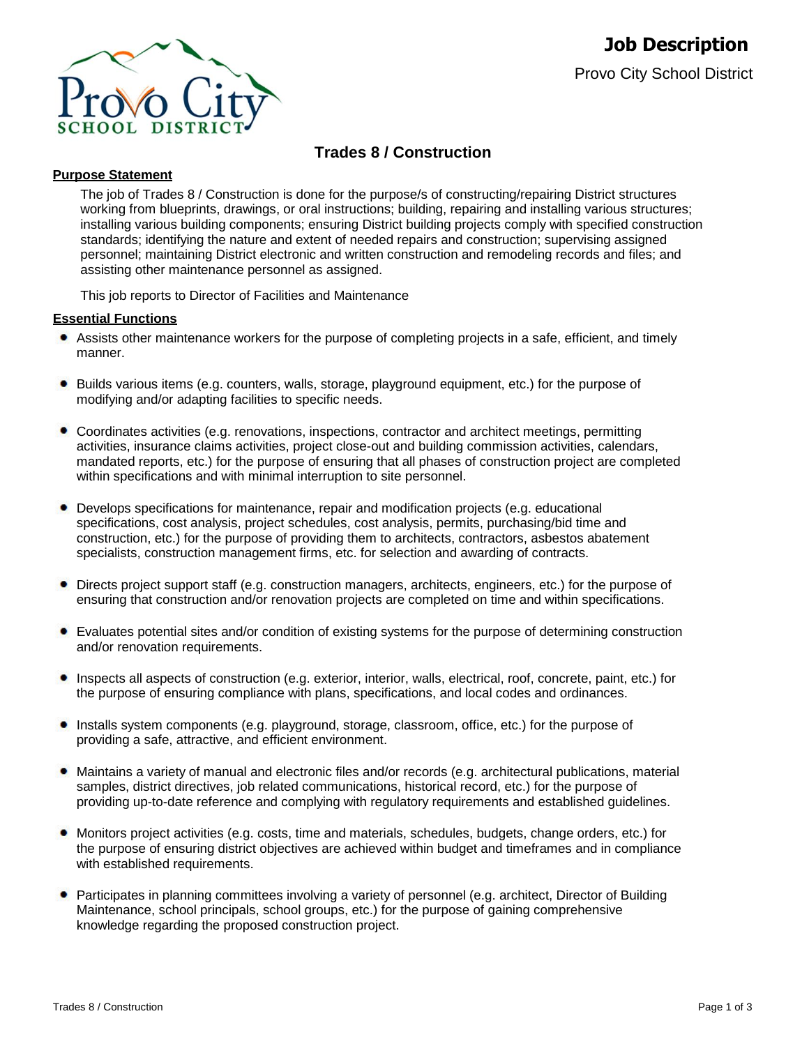# Job Description

Provo City School District

## Trades 8 / Construction

**Purpose Statement**

The job of Trades 8 / Construction is done for the purpose/s of constructing/repairing District structures working from blueprints, drawings, or oral instructions; building, repairing and installing various structures; installing various building components; ensuring District building projects comply with specified construction standards; identifying the nature and extent of needed repairs and construction; supervising assigned personnel; maintaining District electronic and written construction and remodeling records and files; and assisting other maintenance personnel as assigned.

This job reports to Director of Facilities and Maintenance

**Essential Functions**

- Assists other maintenance workers for the purpose of completing projects in a safe, efficient, and timely manner.
- Builds various items (e.g. counters, walls, storage, playground equipment, etc.) for the purpose of modifying and/or adapting facilities to specific needs.
- Coordinates activities (e.g. renovations, inspections, contractor and architect meetings, permitting activities, insurance claims activities, project close-out and building commission activities, calendars, mandated reports, etc.) for the purpose of ensuring that all phases of construction project are completed within specifications and with minimal interruption to site personnel.
- Develops specifications for maintenance, repair and modification projects (e.g. educational specifications, cost analysis, project schedules, cost analysis, permits, purchasing/bid time and construction, etc.) for the purpose of providing them to architects, contractors, asbestos abatement specialists, construction management firms, etc. for selection and awarding of contracts.
- Directs project support staff (e.g. construction managers, architects, engineers, etc.) for the purpose of ensuring that construction and/or renovation projects are completed on time and within specifications.
- Evaluates potential sites and/or condition of existing systems for the purpose of determining construction and/or renovation requirements.
- Inspects all aspects of construction (e.g. exterior, interior, walls, electrical, roof, concrete, paint, etc.) for the purpose of ensuring compliance with plans, specifications, and local codes and ordinances.
- Installs system components (e.g. playground, storage, classroom, office, etc.) for the purpose of providing a safe, attractive, and efficient environment.
- Maintains a variety of manual and electronic files and/or records (e.g. architectural publications, material samples, district directives, job related communications, historical record, etc.) for the purpose of providing up-to-date reference and complying with regulatory requirements and established guidelines.
- Monitors project activities (e.g. costs, time and materials, schedules, budgets, change orders, etc.) for the purpose of ensuring district objectives are achieved within budget and timeframes and in compliance with established requirements.
- Participates in planning committees involving a variety of personnel (e.g. architect, Director of Building Maintenance, school principals, school groups, etc.) for the purpose of gaining comprehensive knowledge regarding the proposed construction project.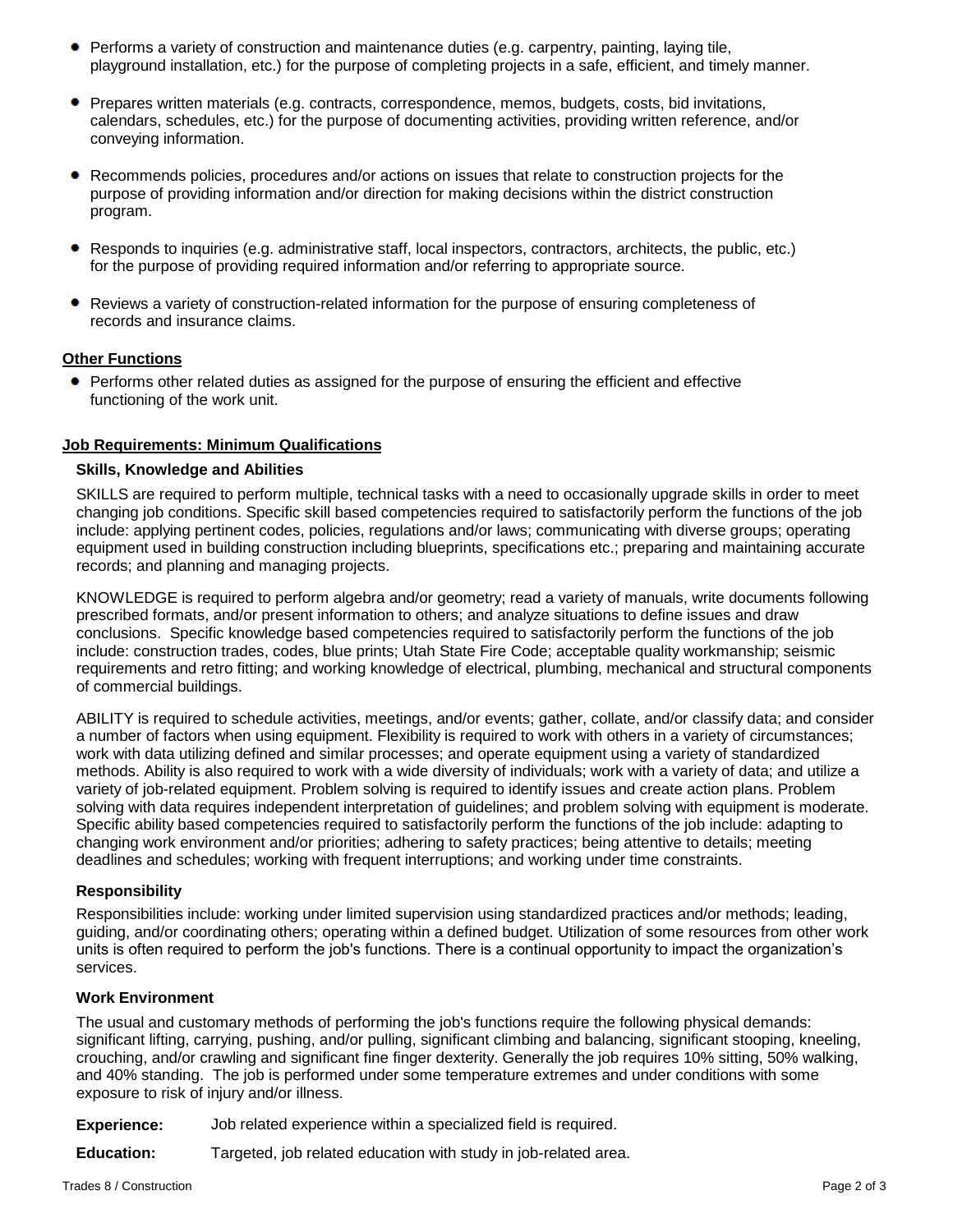- Performs a variety of construction and maintenance duties (e.g. carpentry, painting, laying tile, playground installation, etc.) for the purpose of completing projects in a safe, efficient, and timely manner.

- Prepares written materials (e.g. contracts, correspondence, memos, budgets, costs, bid invitations, calendars, schedules, etc.) for the purpose of documenting activities, providing written reference, and/or conveying information.

- Recommends policies, procedures and/or actions on issues that relate to construction projects for the purpose of providing information and/or direction for making decisions within the district construction program.

- Responds to inquiries (e.g. administrative staff, local inspectors, contractors, architects, the public, etc.) for the purpose of providing required information and/or referring to appropriate source.

- Reviews a variety of construction-related information for the purpose of ensuring completeness of records and insurance claims.

## Other Functions

- Performs other related duties as assigned for the purpose of ensuring the efficient and effective functioning of the work unit.

## Job Requirements: Minimum Qualifications

### Skills, Knowledge and Abilities

SKILLS are required to perform multiple, technical tasks with a need to occasionally upgrade skills in order to meet changing job conditions. Specific skill based competencies required to satisfactorily perform the functions of the job include: applying pertinent codes, policies, regulations and/or laws; communicating with diverse groups; operating equipment used in building construction including blueprints, specifications etc.; preparing and maintaining accurate records; and planning and managing projects.

KNOWLEDGE is required to perform algebra and/or geometry; read a variety of manuals, write documents following prescribed formats, and/or present information to others; and analyze situations to define issues and draw conclusions. Specific knowledge based competencies required to satisfactorily perform the functions of the job include: construction trades, codes, blue prints; Utah State Fire Code; acceptable quality workmanship; seismic requirements and retro fitting; and working knowledge of electrical, plumbing, mechanical and structural components of commercial buildings.

ABILITY is required to schedule activities, meetings, and/or events; gather, collate, and/or classify data; and consider a number of factors when using equipment. Flexibility is required to work with others in a variety of circumstances; work with data utilizing defined and similar processes; and operate equipment using a variety of standardized methods. Ability is also required to work with a wide diversity of individuals; work with a variety of data; and utilize a variety of job-related equipment. Problem solving is required to identify issues and create action plans. Problem solving with data requires independent interpretation of guidelines; and problem solving with equipment is moderate. Specific ability based competencies required to satisfactorily perform the functions of the job include: adapting to changing work environment and/or priorities; adhering to safety practices; being attentive to details; meeting deadlines and schedules; working with frequent interruptions; and working under time constraints.

### Responsibility

Responsibilities include: working under limited supervision using standardized practices and/or methods; leading, guiding, and/or coordinating others; operating within a defined budget. Utilization of some resources from other work units is often required to perform the job's functions. There is a continual opportunity to impact the organization's services.

### Work Environment

The usual and customary methods of performing the job's functions require the following physical demands: significant lifting, carrying, pushing, and/or pulling, significant climbing and balancing, significant stooping, kneeling, crouching, and/or crawling and significant fine finger dexterity. Generally the job requires 10% sitting, 50% walking, and 40% standing. The job is performed under some temperature extremes and under conditions with some exposure to risk of injury and/or illness.

**Experience:** Job related experience within a specialized field is required.

**Education:** Targeted, job related education with study in job-related area.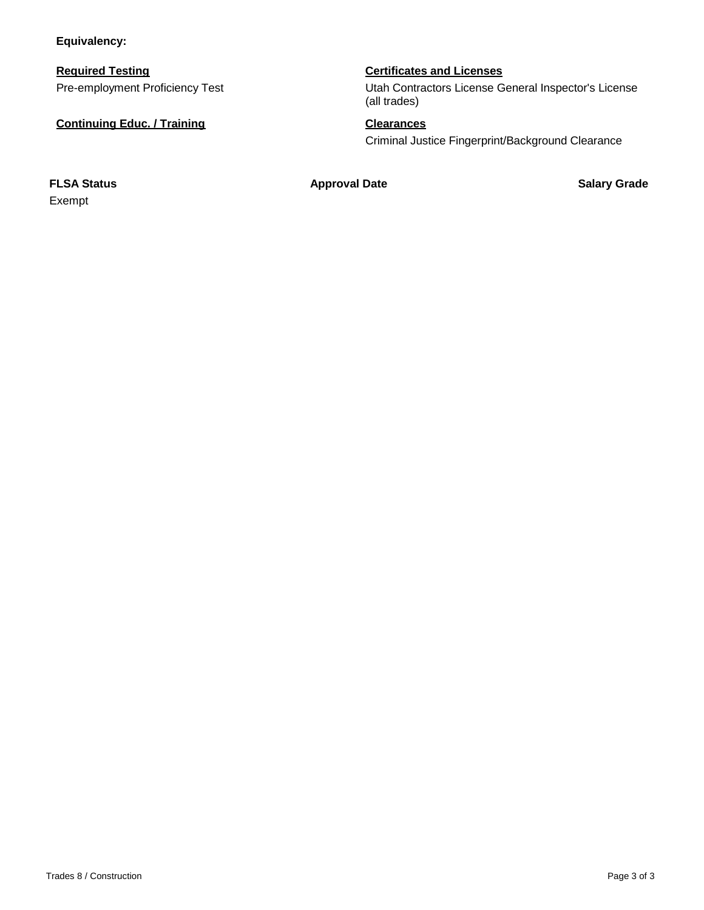**Equivalency:**

**Required Testing**

Pre-employment Proficiency Test

**Certificates and Licenses**

Utah Contractors License General Inspector's License (all trades)

**Continuing Educ. / Training**

**Clearances**

Criminal Justice Fingerprint/Background Clearance

| FLSA Status | Approval Date | Salary Grade |
|---|---|---|
| Exempt | | |